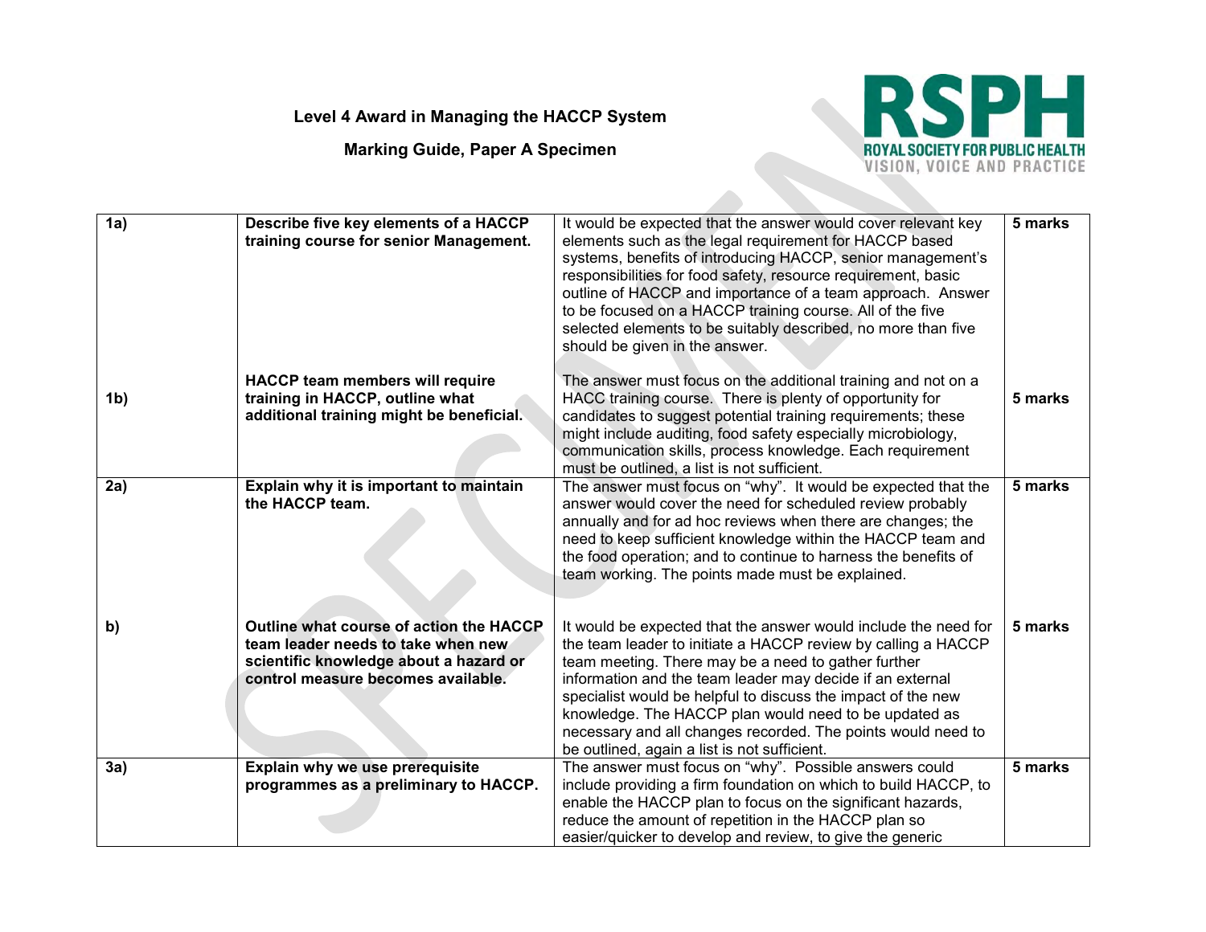**Level 4 Award in Managing the HACCP System**

**Marking Guide, Paper A Specimen**

| | | | |
|---|---|---|---|
| **1a)** | **Describe five key elements of a HACCP training course for senior Management.** | It would be expected that the answer would cover relevant key elements such as the legal requirement for HACCP based systems, benefits of introducing HACCP, senior management's responsibilities for food safety, resource requirement, basic outline of HACCP and importance of a team approach. Answer to be focused on a HACCP training course. All of the five selected elements to be suitably described, no more than five should be given in the answer. | **5 marks** |
| **1b)** | **HACCP team members will require training in HACCP, outline what additional training might be beneficial.** | The answer must focus on the additional training and not on a HACC training course. There is plenty of opportunity for candidates to suggest potential training requirements; these might include auditing, food safety especially microbiology, communication skills, process knowledge. Each requirement must be outlined, a list is not sufficient. | **5 marks** |
| **2a)** | **Explain why it is important to maintain the HACCP team.** | The answer must focus on "why". It would be expected that the answer would cover the need for scheduled review probably annually and for ad hoc reviews when there are changes; the need to keep sufficient knowledge within the HACCP team and the food operation; and to continue to harness the benefits of team working. The points made must be explained. | **5 marks** |
| **b)** | **Outline what course of action the HACCP team leader needs to take when new scientific knowledge about a hazard or control measure becomes available.** | It would be expected that the answer would include the need for the team leader to initiate a HACCP review by calling a HACCP team meeting. There may be a need to gather further information and the team leader may decide if an external specialist would be helpful to discuss the impact of the new knowledge. The HACCP plan would need to be updated as necessary and all changes recorded. The points would need to be outlined, again a list is not sufficient. | **5 marks** |
| **3a)** | **Explain why we use prerequisite programmes as a preliminary to HACCP.** | The answer must focus on "why". Possible answers could include providing a firm foundation on which to build HACCP, to enable the HACCP plan to focus on the significant hazards, reduce the amount of repetition in the HACCP plan so easier/quicker to develop and review, to give the generic | **5 marks** |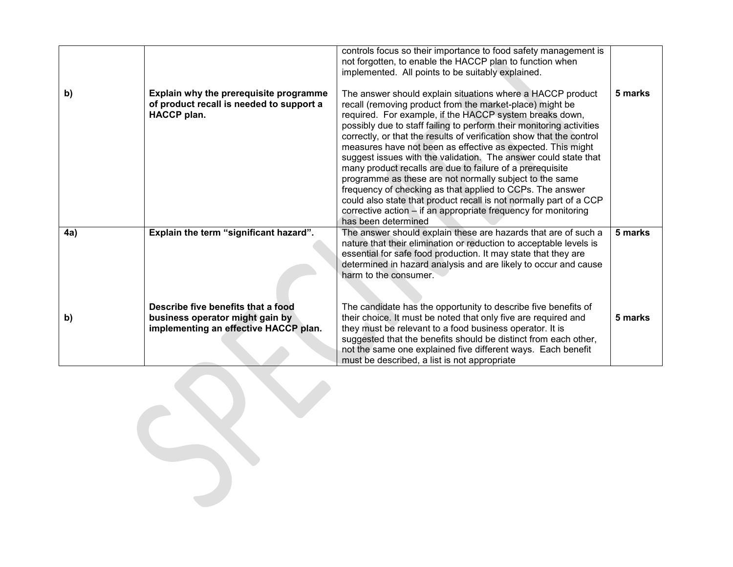| | | | |
|---|---|---|---|
| | | controls focus so their importance to food safety management is not forgotten, to enable the HACCP plan to function when implemented. All points to be suitably explained. | |
| b) | **Explain why the prerequisite programme of product recall is needed to support a HACCP plan.** | The answer should explain situations where a HACCP product recall (removing product from the market-place) might be required. For example, if the HACCP system breaks down, possibly due to staff failing to perform their monitoring activities correctly, or that the results of verification show that the control measures have not been as effective as expected. This might suggest issues with the validation. The answer could state that many product recalls are due to failure of a prerequisite programme as these are not normally subject to the same frequency of checking as that applied to CCPs. The answer could also state that product recall is not normally part of a CCP corrective action – if an appropriate frequency for monitoring has been determined | **5 marks** |
| **4a)** | **Explain the term "significant hazard".** | The answer should explain these are hazards that are of such a nature that their elimination or reduction to acceptable levels is essential for safe food production. It may state that they are determined in hazard analysis and are likely to occur and cause harm to the consumer. | **5 marks** |
| **b)** | **Describe five benefits that a food business operator might gain by implementing an effective HACCP plan.** | The candidate has the opportunity to describe five benefits of their choice. It must be noted that only five are required and they must be relevant to a food business operator. It is suggested that the benefits should be distinct from each other, not the same one explained five different ways. Each benefit must be described, a list is not appropriate | **5 marks** |